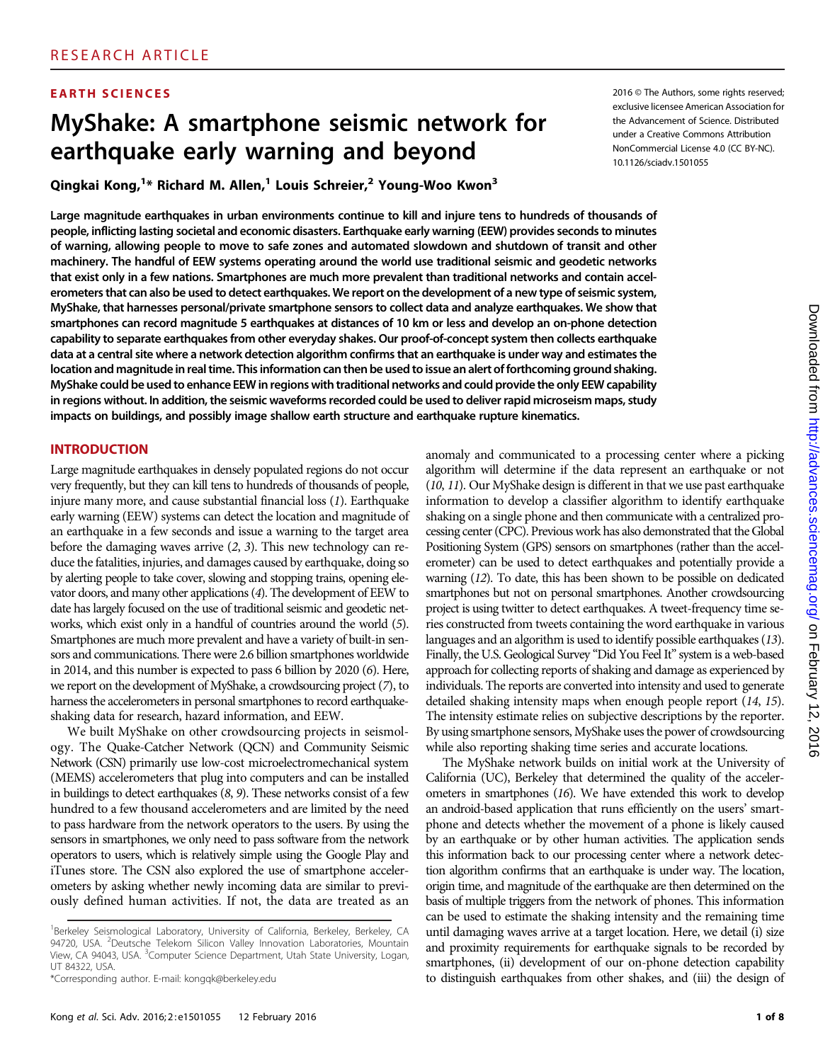RESEARCH ARTICLE

EARTH SCIENCES

# MyShake: A smartphone seismic network for earthquake early warning and beyond

2016 © The Authors, some rights reserved; exclusive licensee American Association for the Advancement of Science. Distributed under a Creative Commons Attribution NonCommercial License 4.0 (CC BY-NC). 10.1126/sciadv.1501055

Qingkai Kong,[1]* Richard M. Allen,[1] Louis Schreier,[2] Young-Woo Kwon[3]

**Large magnitude earthquakes in urban environments continue to kill and injure tens to hundreds of thousands of people, inflicting lasting societal and economic disasters. Earthquake early warning (EEW) provides seconds to minutes of warning, allowing people to move to safe zones and automated slowdown and shutdown of transit and other machinery. The handful of EEW systems operating around the world use traditional seismic and geodetic networks that exist only in a few nations. Smartphones are much more prevalent than traditional networks and contain accelerometers that can also be used to detect earthquakes. We report on the development of a new type of seismic system, MyShake, that harnesses personal/private smartphone sensors to collect data and analyze earthquakes. We show that smartphones can record magnitude 5 earthquakes at distances of 10 km or less and develop an on-phone detection capability to separate earthquakes from other everyday shakes. Our proof-of-concept system then collects earthquake data at a central site where a network detection algorithm confirms that an earthquake is under way and estimates the location and magnitude in real time. This information can then be used to issue an alert of forthcoming ground shaking. MyShake could be used to enhance EEW in regions with traditional networks and could provide the only EEW capability in regions without. In addition, the seismic waveforms recorded could be used to deliver rapid microseism maps, study impacts on buildings, and possibly image shallow earth structure and earthquake rupture kinematics.**

## INTRODUCTION

Large magnitude earthquakes in densely populated regions do not occur very frequently, but they can kill tens to hundreds of thousands of people, injure many more, and cause substantial financial loss (*1*). Earthquake early warning (EEW) systems can detect the location and magnitude of an earthquake in a few seconds and issue a warning to the target area before the damaging waves arrive (*2*, *3*). This new technology can reduce the fatalities, injuries, and damages caused by earthquake, doing so by alerting people to take cover, slowing and stopping trains, opening elevator doors, and many other applications (*4*). The development of EEW to date has largely focused on the use of traditional seismic and geodetic networks, which exist only in a handful of countries around the world (*5*). Smartphones are much more prevalent and have a variety of built-in sensors and communications. There were 2.6 billion smartphones worldwide in 2014, and this number is expected to pass 6 billion by 2020 (*6*). Here, we report on the development of MyShake, a crowdsourcing project (*7*), to harness the accelerometers in personal smartphones to record earthquake-shaking data for research, hazard information, and EEW.

We built MyShake on other crowdsourcing projects in seismology. The Quake-Catcher Network (QCN) and Community Seismic Network (CSN) primarily use low-cost microelectromechanical system (MEMS) accelerometers that plug into computers and can be installed in buildings to detect earthquakes (*8*, *9*). These networks consist of a few hundred to a few thousand accelerometers and are limited by the need to pass hardware from the network operators to the users. By using the sensors in smartphones, we only need to pass software from the network operators to users, which is relatively simple using the Google Play and iTunes store. The CSN also explored the use of smartphone accelerometers by asking whether newly incoming data are similar to previously defined human activities. If not, the data are treated as an anomaly and communicated to a processing center where a picking algorithm will determine if the data represent an earthquake or not (*10*, *11*). Our MyShake design is different in that we use past earthquake information to develop a classifier algorithm to identify earthquake shaking on a single phone and then communicate with a centralized processing center (CPC). Previous work has also demonstrated that the Global Positioning System (GPS) sensors on smartphones (rather than the accelerometer) can be used to detect earthquakes and potentially provide a warning (*12*). To date, this has been shown to be possible on dedicated smartphones but not on personal smartphones. Another crowdsourcing project is using twitter to detect earthquakes. A tweet-frequency time series constructed from tweets containing the word earthquake in various languages and an algorithm is used to identify possible earthquakes (*13*). Finally, the U.S. Geological Survey "Did You Feel It" system is a web-based approach for collecting reports of shaking and damage as experienced by individuals. The reports are converted into intensity and used to generate detailed shaking intensity maps when enough people report (*14*, *15*). The intensity estimate relies on subjective descriptions by the reporter. By using smartphone sensors, MyShake uses the power of crowdsourcing while also reporting shaking time series and accurate locations.

The MyShake network builds on initial work at the University of California (UC), Berkeley that determined the quality of the accelerometers in smartphones (*16*). We have extended this work to develop an android-based application that runs efficiently on the users' smartphone and detects whether the movement of a phone is likely caused by an earthquake or by other human activities. The application sends this information back to our processing center where a network detection algorithm confirms that an earthquake is under way. The location, origin time, and magnitude of the earthquake are then determined on the basis of multiple triggers from the network of phones. This information can be used to estimate the shaking intensity and the remaining time until damaging waves arrive at a target location. Here, we detail (i) size and proximity requirements for earthquake signals to be recorded by smartphones, (ii) development of our on-phone detection capability to distinguish earthquakes from other shakes, and (iii) the design of

[1]Berkeley Seismological Laboratory, University of California, Berkeley, Berkeley, CA 94720, USA. [2]Deutsche Telekom Silicon Valley Innovation Laboratories, Mountain View, CA 94043, USA. [3]Computer Science Department, Utah State University, Logan, UT 84322, USA.
*Corresponding author. E-mail: kongqk@berkeley.edu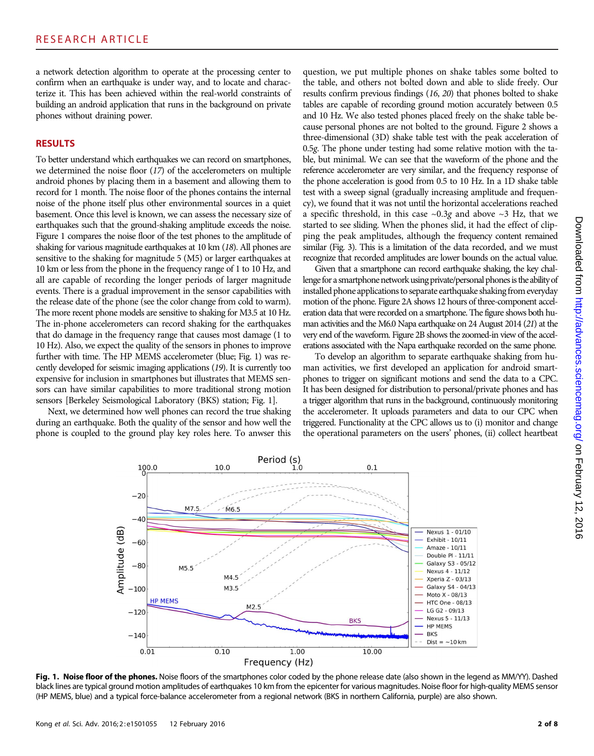a network detection algorithm to operate at the processing center to confirm when an earthquake is under way, and to locate and characterize it. This has been achieved within the real-world constraints of building an android application that runs in the background on private phones without draining power.

## RESULTS

To better understand which earthquakes we can record on smartphones, we determined the noise floor (17) of the accelerometers on multiple android phones by placing them in a basement and allowing them to record for 1 month. The noise floor of the phones contains the internal noise of the phone itself plus other environmental sources in a quiet basement. Once this level is known, we can assess the necessary size of earthquakes such that the ground-shaking amplitude exceeds the noise. Figure 1 compares the noise floor of the test phones to the amplitude of shaking for various magnitude earthquakes at 10 km (18). All phones are sensitive to the shaking for magnitude 5 (M5) or larger earthquakes at 10 km or less from the phone in the frequency range of 1 to 10 Hz, and all are capable of recording the longer periods of larger magnitude events. There is a gradual improvement in the sensor capabilities with the release date of the phone (see the color change from cold to warm). The more recent phone models are sensitive to shaking for M3.5 at 10 Hz. The in-phone accelerometers can record shaking for the earthquakes that do damage in the frequency range that causes most damage (1 to 10 Hz). Also, we expect the quality of the sensors in phones to improve further with time. The HP MEMS accelerometer (blue; Fig. 1) was recently developed for seismic imaging applications (19). It is currently too expensive for inclusion in smartphones but illustrates that MEMS sensors can have similar capabilities to more traditional strong motion sensors [Berkeley Seismological Laboratory (BKS) station; Fig. 1].

Next, we determined how well phones can record the true shaking during an earthquake. Both the quality of the sensor and how well the phone is coupled to the ground play key roles here. To answer this question, we put multiple phones on shake tables some bolted to the table, and others not bolted down and able to slide freely. Our results confirm previous findings (16, 20) that phones bolted to shake tables are capable of recording ground motion accurately between 0.5 and 10 Hz. We also tested phones placed freely on the shake table because personal phones are not bolted to the ground. Figure 2 shows a three-dimensional (3D) shake table test with the peak acceleration of 0.5*g*. The phone under testing had some relative motion with the table, but minimal. We can see that the waveform of the phone and the reference accelerometer are very similar, and the frequency response of the phone acceleration is good from 0.5 to 10 Hz. In a 1D shake table test with a sweep signal (gradually increasing amplitude and frequency), we found that it was not until the horizontal accelerations reached a specific threshold, in this case ~0.3*g* and above ~3 Hz, that we started to see sliding. When the phones slid, it had the effect of clipping the peak amplitudes, although the frequency content remained similar (Fig. 3). This is a limitation of the data recorded, and we must recognize that recorded amplitudes are lower bounds on the actual value.

Given that a smartphone can record earthquake shaking, the key challenge for a smartphone network using private/personal phones is the ability of installed phone applications to separate earthquake shaking from everyday motion of the phone. Figure 2A shows 12 hours of three-component acceleration data that were recorded on a smartphone. The figure shows both human activities and the M6.0 Napa earthquake on 24 August 2014 (21) at the very end of the waveform. Figure 2B shows the zoomed-in view of the accelerations associated with the Napa earthquake recorded on the same phone.

To develop an algorithm to separate earthquake shaking from human activities, we first developed an application for android smartphones to trigger on significant motions and send the data to a CPC. It has been designed for distribution to personal/private phones and has a trigger algorithm that runs in the background, continuously monitoring the accelerometer. It uploads parameters and data to our CPC when triggered. Functionality at the CPC allows us to (i) monitor and change the operational parameters on the users' phones, (ii) collect heartbeat

**Fig. 1. Noise floor of the phones.** Noise floors of the smartphones color coded by the phone release date (also shown in the legend as MM/YY). Dashed black lines are typical ground motion amplitudes of earthquakes 10 km from the epicenter for various magnitudes. Noise floor for high-quality MEMS sensor (HP MEMS, blue) and a typical force-balance accelerometer from a regional network (BKS in northern California, purple) are also shown.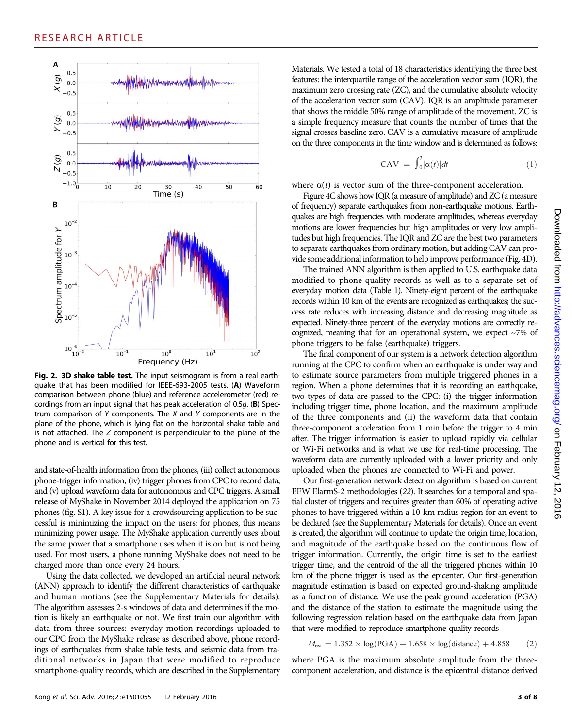**Fig. 2. 3D shake table test.** The input seismogram is from a real earthquake that has been modified for IEEE-693-2005 tests. (**A**) Waveform comparison between phone (blue) and reference accelerometer (red) recordings from an input signal that has peak acceleration of 0.5*g*. (**B**) Spectrum comparison of *Y* components. The *X* and *Y* components are in the plane of the phone, which is lying flat on the horizontal shake table and is not attached. The *Z* component is perpendicular to the plane of the phone and is vertical for this test.

and state-of-health information from the phones, (iii) collect autonomous phone-trigger information, (iv) trigger phones from CPC to record data, and (v) upload waveform data for autonomous and CPC triggers. A small release of MyShake in November 2014 deployed the application on 75 phones (fig. S1). A key issue for a crowdsourcing application to be successful is minimizing the impact on the users: for phones, this means minimizing power usage. The MyShake application currently uses about the same power that a smartphone uses when it is on but is not being used. For most users, a phone running MyShake does not need to be charged more than once every 24 hours.

Using the data collected, we developed an artificial neural network (ANN) approach to identify the different characteristics of earthquake and human motions (see the Supplementary Materials for details). The algorithm assesses 2-s windows of data and determines if the motion is likely an earthquake or not. We first train our algorithm with data from three sources: everyday motion recordings uploaded to our CPC from the MyShake release as described above, phone recordings of earthquakes from shake table tests, and seismic data from traditional networks in Japan that were modified to reproduce smartphone-quality records, which are described in the Supplementary Materials. We tested a total of 18 characteristics identifying the three best features: the interquartile range of the acceleration vector sum (IQR), the maximum zero crossing rate (ZC), and the cumulative absolute velocity of the acceleration vector sum (CAV). IQR is an amplitude parameter that shows the middle 50% range of amplitude of the movement. ZC is a simple frequency measure that counts the number of times that the signal crosses baseline zero. CAV is a cumulative measure of amplitude on the three components in the time window and is determined as follows:

$$\mathrm{CAV} = \int_0^2 |\alpha(t)| dt \tag{1}$$

where $\alpha(t)$ is vector sum of the three-component acceleration.

Figure 4C shows how IQR (a measure of amplitude) and ZC (a measure of frequency) separate earthquakes from non-earthquake motions. Earthquakes are high frequencies with moderate amplitudes, whereas everyday motions are lower frequencies but high amplitudes or very low amplitudes but high frequencies. The IQR and ZC are the best two parameters to separate earthquakes from ordinary motion, but adding CAV can provide some additional information to help improve performance (Fig. 4D).

The trained ANN algorithm is then applied to U.S. earthquake data modified to phone-quality records as well as to a separate set of everyday motion data (Table 1). Ninety-eight percent of the earthquake records within 10 km of the events are recognized as earthquakes; the success rate reduces with increasing distance and decreasing magnitude as expected. Ninety-three percent of the everyday motions are correctly recognized, meaning that for an operational system, we expect ~7% of phone triggers to be false (earthquake) triggers.

The final component of our system is a network detection algorithm running at the CPC to confirm when an earthquake is under way and to estimate source parameters from multiple triggered phones in a region. When a phone determines that it is recording an earthquake, two types of data are passed to the CPC: (i) the trigger information including trigger time, phone location, and the maximum amplitude of the three components and (ii) the waveform data that contain three-component acceleration from 1 min before the trigger to 4 min after. The trigger information is easier to upload rapidly via cellular or Wi-Fi networks and is what we use for real-time processing. The waveform data are currently uploaded with a lower priority and only uploaded when the phones are connected to Wi-Fi and power.

Our first-generation network detection algorithm is based on current EEW ElarmS-2 methodologies (*22*). It searches for a temporal and spatial cluster of triggers and requires greater than 60% of operating active phones to have triggered within a 10-km radius region for an event to be declared (see the Supplementary Materials for details). Once an event is created, the algorithm will continue to update the origin time, location, and magnitude of the earthquake based on the continuous flow of trigger information. Currently, the origin time is set to the earliest trigger time, and the centroid of the all the triggered phones within 10 km of the phone trigger is used as the epicenter. Our first-generation magnitude estimation is based on expected ground-shaking amplitude as a function of distance. We use the peak ground acceleration (PGA) and the distance of the station to estimate the magnitude using the following regression relation based on the earthquake data from Japan that were modified to reproduce smartphone-quality records

$$M_{\mathrm{est}} = 1.352 \times \log(\mathrm{PGA}) + 1.658 \times \log(\mathrm{distance}) + 4.858 \tag{2}$$

where PGA is the maximum absolute amplitude from the three-component acceleration, and distance is the epicentral distance derived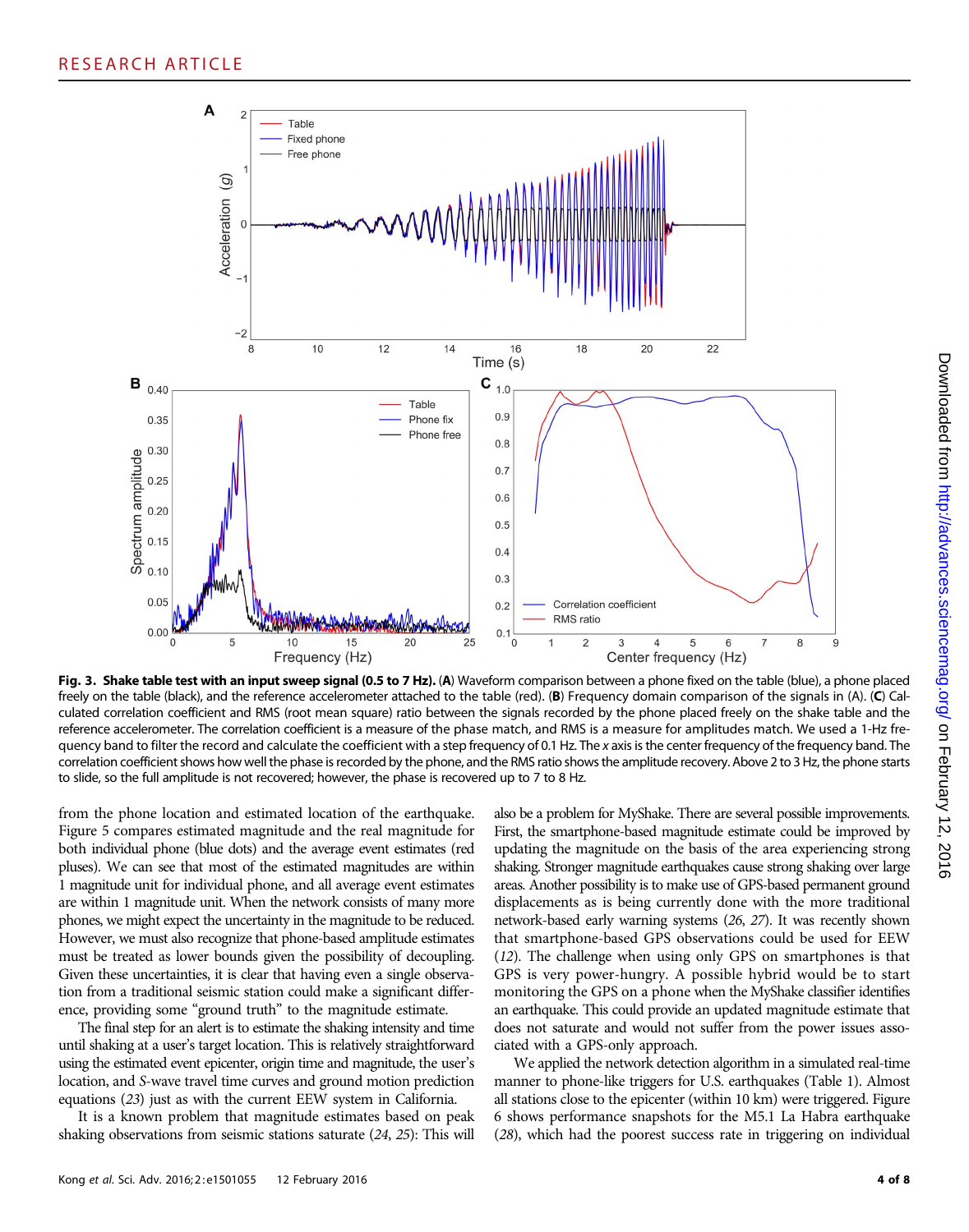**Fig. 3. Shake table test with an input sweep signal (0.5 to 7 Hz).** (**A**) Waveform comparison between a phone fixed on the table (blue), a phone placed freely on the table (black), and the reference accelerometer attached to the table (red). (**B**) Frequency domain comparison of the signals in (A). (**C**) Calculated correlation coefficient and RMS (root mean square) ratio between the signals recorded by the phone placed freely on the shake table and the reference accelerometer. The correlation coefficient is a measure of the phase match, and RMS is a measure for amplitudes match. We used a 1-Hz frequency band to filter the record and calculate the coefficient with a step frequency of 0.1 Hz. The *x* axis is the center frequency of the frequency band. The correlation coefficient shows how well the phase is recorded by the phone, and the RMS ratio shows the amplitude recovery. Above 2 to 3 Hz, the phone starts to slide, so the full amplitude is not recovered; however, the phase is recovered up to 7 to 8 Hz.

from the phone location and estimated location of the earthquake. Figure 5 compares estimated magnitude and the real magnitude for both individual phone (blue dots) and the average event estimates (red pluses). We can see that most of the estimated magnitudes are within 1 magnitude unit for individual phone, and all average event estimates are within 1 magnitude unit. When the network consists of many more phones, we might expect the uncertainty in the magnitude to be reduced. However, we must also recognize that phone-based amplitude estimates must be treated as lower bounds given the possibility of decoupling. Given these uncertainties, it is clear that having even a single observation from a traditional seismic station could make a significant difference, providing some "ground truth" to the magnitude estimate.

The final step for an alert is to estimate the shaking intensity and time until shaking at a user's target location. This is relatively straightforward using the estimated event epicenter, origin time and magnitude, the user's location, and *S*-wave travel time curves and ground motion prediction equations (*23*) just as with the current EEW system in California.

It is a known problem that magnitude estimates based on peak shaking observations from seismic stations saturate (*24*, *25*): This will also be a problem for MyShake. There are several possible improvements. First, the smartphone-based magnitude estimate could be improved by updating the magnitude on the basis of the area experiencing strong shaking. Stronger magnitude earthquakes cause strong shaking over large areas. Another possibility is to make use of GPS-based permanent ground displacements as is being currently done with the more traditional network-based early warning systems (*26*, *27*). It was recently shown that smartphone-based GPS observations could be used for EEW (*12*). The challenge when using only GPS on smartphones is that GPS is very power-hungry. A possible hybrid would be to start monitoring the GPS on a phone when the MyShake classifier identifies an earthquake. This could provide an updated magnitude estimate that does not saturate and would not suffer from the power issues associated with a GPS-only approach.

We applied the network detection algorithm in a simulated real-time manner to phone-like triggers for U.S. earthquakes (Table 1). Almost all stations close to the epicenter (within 10 km) were triggered. Figure 6 shows performance snapshots for the M5.1 La Habra earthquake (*28*), which had the poorest success rate in triggering on individual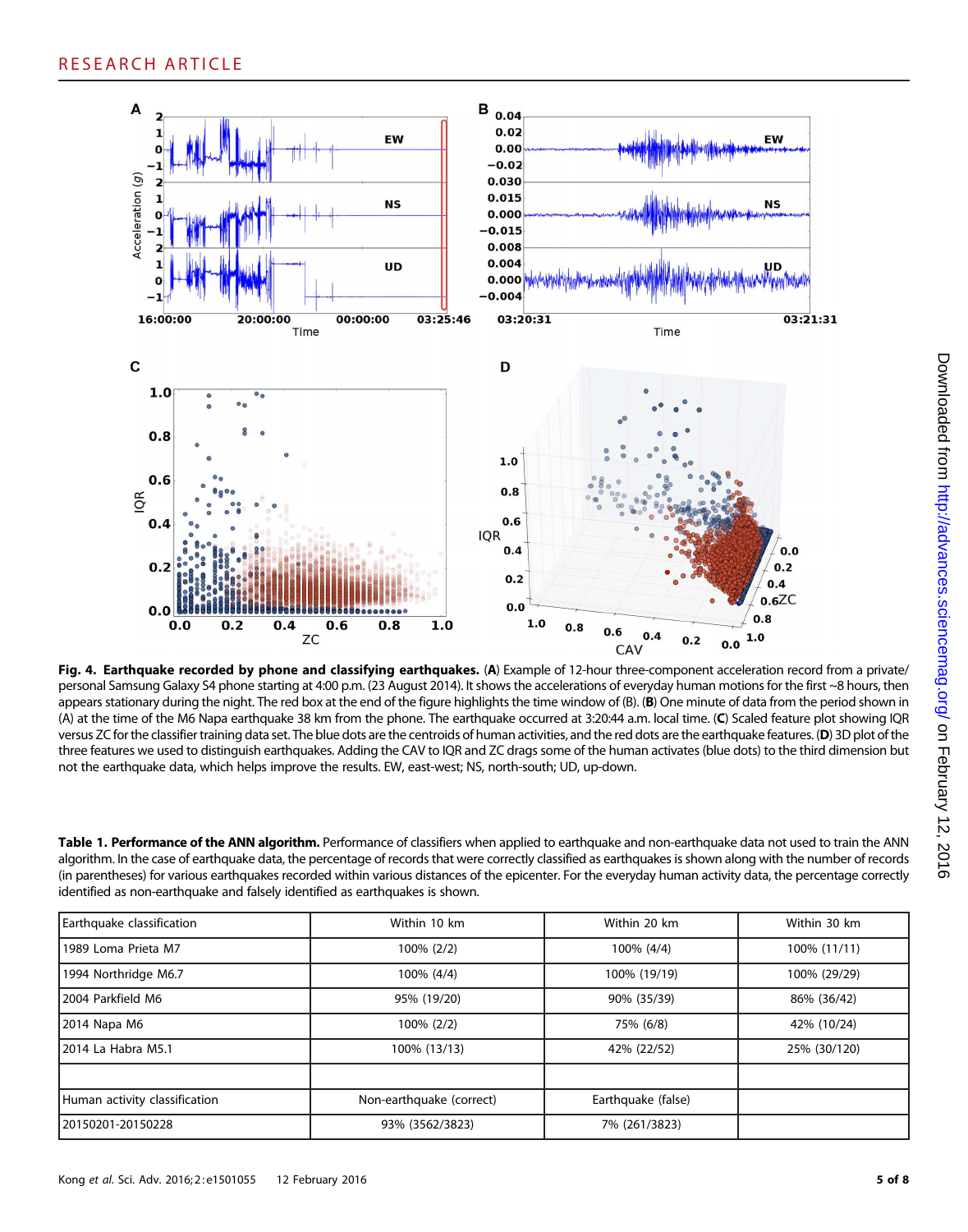**Fig. 4. Earthquake recorded by phone and classifying earthquakes.** (**A**) Example of 12-hour three-component acceleration record from a private/personal Samsung Galaxy S4 phone starting at 4:00 p.m. (23 August 2014). It shows the accelerations of everyday human motions for the first ~8 hours, then appears stationary during the night. The red box at the end of the figure highlights the time window of (B). (**B**) One minute of data from the period shown in (A) at the time of the M6 Napa earthquake 38 km from the phone. The earthquake occurred at 3:20:44 a.m. local time. (**C**) Scaled feature plot showing IQR versus ZC for the classifier training data set. The blue dots are the centroids of human activities, and the red dots are the earthquake features. (**D**) 3D plot of the three features we used to distinguish earthquakes. Adding the CAV to IQR and ZC drags some of the human activates (blue dots) to the third dimension but not the earthquake data, which helps improve the results. EW, east-west; NS, north-south; UD, up-down.

**Table 1. Performance of the ANN algorithm.** Performance of classifiers when applied to earthquake and non-earthquake data not used to train the ANN algorithm. In the case of earthquake data, the percentage of records that were correctly classified as earthquakes is shown along with the number of records (in parentheses) for various earthquakes recorded within various distances of the epicenter. For the everyday human activity data, the percentage correctly identified as non-earthquake and falsely identified as earthquakes is shown.

| Earthquake classification | Within 10 km | Within 20 km | Within 30 km |
|---|---|---|---|
| 1989 Loma Prieta M7 | 100% (2/2) | 100% (4/4) | 100% (11/11) |
| 1994 Northridge M6.7 | 100% (4/4) | 100% (19/19) | 100% (29/29) |
| 2004 Parkfield M6 | 95% (19/20) | 90% (35/39) | 86% (36/42) |
| 2014 Napa M6 | 100% (2/2) | 75% (6/8) | 42% (10/24) |
| 2014 La Habra M5.1 | 100% (13/13) | 42% (22/52) | 25% (30/120) |
| | | | |
| Human activity classification | Non-earthquake (correct) | Earthquake (false) | |
| 20150201-20150228 | 93% (3562/3823) | 7% (261/3823) | |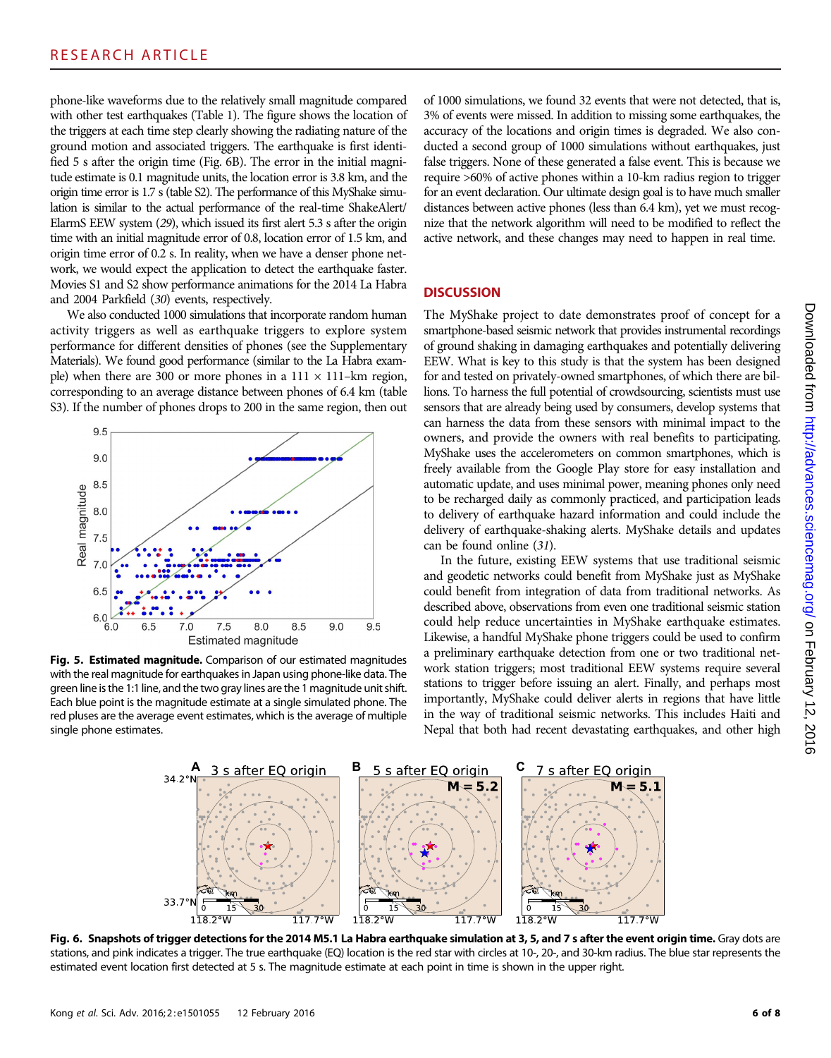phone-like waveforms due to the relatively small magnitude compared with other test earthquakes (Table 1). The figure shows the location of the triggers at each time step clearly showing the radiating nature of the ground motion and associated triggers. The earthquake is first identified 5 s after the origin time (Fig. 6B). The error in the initial magnitude estimate is 0.1 magnitude units, the location error is 3.8 km, and the origin time error is 1.7 s (table S2). The performance of this MyShake simulation is similar to the actual performance of the real-time ShakeAlert/ElarmS EEW system (29), which issued its first alert 5.3 s after the origin time with an initial magnitude error of 0.8, location error of 1.5 km, and origin time error of 0.2 s. In reality, when we have a denser phone network, we would expect the application to detect the earthquake faster. Movies S1 and S2 show performance animations for the 2014 La Habra and 2004 Parkfield (30) events, respectively.

We also conducted 1000 simulations that incorporate random human activity triggers as well as earthquake triggers to explore system performance for different densities of phones (see the Supplementary Materials). We found good performance (similar to the La Habra example) when there are 300 or more phones in a 111 × 111–km region, corresponding to an average distance between phones of 6.4 km (table S3). If the number of phones drops to 200 in the same region, then out of 1000 simulations, we found 32 events that were not detected, that is, 3% of events were missed. In addition to missing some earthquakes, the accuracy of the locations and origin times is degraded. We also conducted a second group of 1000 simulations without earthquakes, just false triggers. None of these generated a false event. This is because we require >60% of active phones within a 10-km radius region to trigger for an event declaration. Our ultimate design goal is to have much smaller distances between active phones (less than 6.4 km), yet we must recognize that the network algorithm will need to be modified to reflect the active network, and these changes may need to happen in real time.

Real magnitude
Estimated magnitude
6.0 6.5 7.0 7.5 8.0 8.5 9.0 9.5

**Fig. 5. Estimated magnitude.** Comparison of our estimated magnitudes with the real magnitude for earthquakes in Japan using phone-like data. The green line is the 1:1 line, and the two gray lines are the 1 magnitude unit shift. Each blue point is the magnitude estimate at a single simulated phone. The red pluses are the average event estimates, which is the average of multiple single phone estimates.

## DISCUSSION

The MyShake project to date demonstrates proof of concept for a smartphone-based seismic network that provides instrumental recordings of ground shaking in damaging earthquakes and potentially delivering EEW. What is key to this study is that the system has been designed for and tested on privately-owned smartphones, of which there are billions. To harness the full potential of crowdsourcing, scientists must use sensors that are already being used by consumers, develop systems that can harness the data from these sensors with minimal impact to the owners, and provide the owners with real benefits to participating. MyShake uses the accelerometers on common smartphones, which is freely available from the Google Play store for easy installation and automatic update, and uses minimal power, meaning phones only need to be recharged daily as commonly practiced, and participation leads to delivery of earthquake hazard information and could include the delivery of earthquake-shaking alerts. MyShake details and updates can be found online (31).

In the future, existing EEW systems that use traditional seismic and geodetic networks could benefit from MyShake just as MyShake could benefit from integration of data from traditional networks. As described above, observations from even one traditional seismic station could help reduce uncertainties in MyShake earthquake estimates. Likewise, a handful MyShake phone triggers could be used to confirm a preliminary earthquake detection from one or two traditional network station triggers; most traditional EEW systems require several stations to trigger before issuing an alert. Finally, and perhaps most importantly, MyShake could deliver alerts in regions that have little in the way of traditional seismic networks. This includes Haiti and Nepal that both had recent devastating earthquakes, and other high

A 3 s after EQ origin
B 5 s after EQ origin M = 5.2
C 7 s after EQ origin M = 5.1
34.2°N
33.7°N
118.2°W 117.7°W
km 0 15 30

**Fig. 6. Snapshots of trigger detections for the 2014 M5.1 La Habra earthquake simulation at 3, 5, and 7 s after the event origin time.** Gray dots are stations, and pink indicates a trigger. The true earthquake (EQ) location is the red star with circles at 10-, 20-, and 30-km radius. The blue star represents the estimated event location first detected at 5 s. The magnitude estimate at each point in time is shown in the upper right.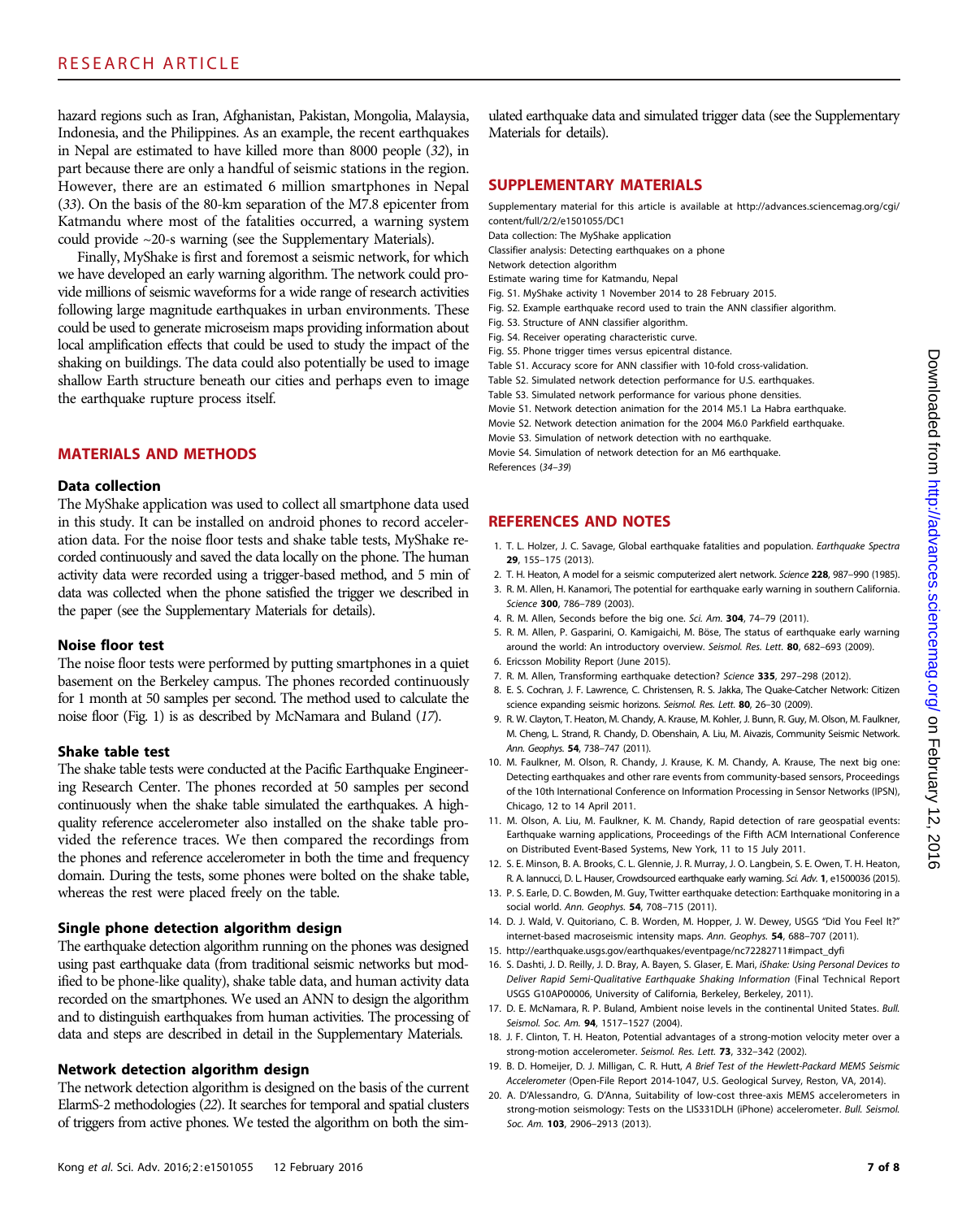hazard regions such as Iran, Afghanistan, Pakistan, Mongolia, Malaysia, Indonesia, and the Philippines. As an example, the recent earthquakes in Nepal are estimated to have killed more than 8000 people (32), in part because there are only a handful of seismic stations in the region. However, there are an estimated 6 million smartphones in Nepal (33). On the basis of the 80-km separation of the M7.8 epicenter from Katmandu where most of the fatalities occurred, a warning system could provide ~20-s warning (see the Supplementary Materials).

Finally, MyShake is first and foremost a seismic network, for which we have developed an early warning algorithm. The network could provide millions of seismic waveforms for a wide range of research activities following large magnitude earthquakes in urban environments. These could be used to generate microseism maps providing information about local amplification effects that could be used to study the impact of the shaking on buildings. The data could also potentially be used to image shallow Earth structure beneath our cities and perhaps even to image the earthquake rupture process itself.

## MATERIALS AND METHODS

### Data collection

The MyShake application was used to collect all smartphone data used in this study. It can be installed on android phones to record acceleration data. For the noise floor tests and shake table tests, MyShake recorded continuously and saved the data locally on the phone. The human activity data were recorded using a trigger-based method, and 5 min of data was collected when the phone satisfied the trigger we described in the paper (see the Supplementary Materials for details).

### Noise floor test

The noise floor tests were performed by putting smartphones in a quiet basement on the Berkeley campus. The phones recorded continuously for 1 month at 50 samples per second. The method used to calculate the noise floor (Fig. 1) is as described by McNamara and Buland (17).

### Shake table test

The shake table tests were conducted at the Pacific Earthquake Engineering Research Center. The phones recorded at 50 samples per second continuously when the shake table simulated the earthquakes. A high-quality reference accelerometer also installed on the shake table provided the reference traces. We then compared the recordings from the phones and reference accelerometer in both the time and frequency domain. During the tests, some phones were bolted on the shake table, whereas the rest were placed freely on the table.

### Single phone detection algorithm design

The earthquake detection algorithm running on the phones was designed using past earthquake data (from traditional seismic networks but modified to be phone-like quality), shake table data, and human activity data recorded on the smartphones. We used an ANN to design the algorithm and to distinguish earthquakes from human activities. The processing of data and steps are described in detail in the Supplementary Materials.

### Network detection algorithm design

The network detection algorithm is designed on the basis of the current ElarmS-2 methodologies (22). It searches for temporal and spatial clusters of triggers from active phones. We tested the algorithm on both the simulated earthquake data and simulated trigger data (see the Supplementary Materials for details).

## SUPPLEMENTARY MATERIALS

Supplementary material for this article is available at http://advances.sciencemag.org/cgi/content/full/2/2/e1501055/DC1

Data collection: The MyShake application

Classifier analysis: Detecting earthquakes on a phone

Network detection algorithm

Estimate waring time for Katmandu, Nepal

Fig. S1. MyShake activity 1 November 2014 to 28 February 2015.

Fig. S2. Example earthquake record used to train the ANN classifier algorithm.

Fig. S3. Structure of ANN classifier algorithm.

Fig. S4. Receiver operating characteristic curve.

Fig. S5. Phone trigger times versus epicentral distance.

Table S1. Accuracy score for ANN classifier with 10-fold cross-validation.

Table S2. Simulated network detection performance for U.S. earthquakes.

Table S3. Simulated network performance for various phone densities.

Movie S1. Network detection animation for the 2014 M5.1 La Habra earthquake.

Movie S2. Network detection animation for the 2004 M6.0 Parkfield earthquake.

Movie S3. Simulation of network detection with no earthquake.

Movie S4. Simulation of network detection for an M6 earthquake.

References (34–39)

## REFERENCES AND NOTES

1. T. L. Holzer, J. C. Savage, Global earthquake fatalities and population. *Earthquake Spectra* **29**, 155–175 (2013).
2. T. H. Heaton, A model for a seismic computerized alert network. *Science* **228**, 987–990 (1985).
3. R. M. Allen, H. Kanamori, The potential for earthquake early warning in southern California. *Science* **300**, 786–789 (2003).
4. R. M. Allen, Seconds before the big one. *Sci. Am.* **304**, 74–79 (2011).
5. R. M. Allen, P. Gasparini, O. Kamigaichi, M. Böse, The status of earthquake early warning around the world: An introductory overview. *Seismol. Res. Lett.* **80**, 682–693 (2009).
6. Ericsson Mobility Report (June 2015).
7. R. M. Allen, Transforming earthquake detection? *Science* **335**, 297–298 (2012).
8. E. S. Cochran, J. F. Lawrence, C. Christensen, R. S. Jakka, The Quake-Catcher Network: Citizen science expanding seismic horizons. *Seismol. Res. Lett.* **80**, 26–30 (2009).
9. R. W. Clayton, T. Heaton, M. Chandy, A. Krause, M. Kohler, J. Bunn, R. Guy, M. Olson, M. Faulkner, M. Cheng, L. Strand, R. Chandy, D. Obenshain, A. Liu, M. Aivazis, Community Seismic Network. *Ann. Geophys.* **54**, 738–747 (2011).
10. M. Faulkner, M. Olson, R. Chandy, J. Krause, K. M. Chandy, A. Krause, The next big one: Detecting earthquakes and other rare events from community-based sensors, Proceedings of the 10th International Conference on Information Processing in Sensor Networks (IPSN), Chicago, 12 to 14 April 2011.
11. M. Olson, A. Liu, M. Faulkner, K. M. Chandy, Rapid detection of rare geospatial events: Earthquake warning applications, Proceedings of the Fifth ACM International Conference on Distributed Event-Based Systems, New York, 11 to 15 July 2011.
12. S. E. Minson, B. A. Brooks, C. L. Glennie, J. R. Murray, J. O. Langbein, S. E. Owen, T. H. Heaton, R. A. Iannucci, D. L. Hauser, Crowdsourced earthquake early warning. *Sci. Adv.* **1**, e1500036 (2015).
13. P. S. Earle, D. C. Bowden, M. Guy, Twitter earthquake detection: Earthquake monitoring in a social world. *Ann. Geophys.* **54**, 708–715 (2011).
14. D. J. Wald, V. Quitoriano, C. B. Worden, M. Hopper, J. W. Dewey, USGS "Did You Feel It?" internet-based macroseismic intensity maps. *Ann. Geophys.* **54**, 688–707 (2011).
15. http://earthquake.usgs.gov/earthquakes/eventpage/nc72282711#impact_dyfi
16. S. Dashti, J. D. Reilly, J. D. Bray, A. Bayen, S. Glaser, E. Mari, *iShake: Using Personal Devices to Deliver Rapid Semi-Qualitative Earthquake Shaking Information* (Final Technical Report USGS G10AP00006, University of California, Berkeley, Berkeley, 2011).
17. D. E. McNamara, R. P. Buland, Ambient noise levels in the continental United States. *Bull. Seismol. Soc. Am.* **94**, 1517–1527 (2004).
18. J. F. Clinton, T. H. Heaton, Potential advantages of a strong-motion velocity meter over a strong-motion accelerometer. *Seismol. Res. Lett.* **73**, 332–342 (2002).
19. B. D. Homeijer, D. J. Milligan, C. R. Hutt, *A Brief Test of the Hewlett-Packard MEMS Seismic Accelerometer* (Open-File Report 2014-1047, U.S. Geological Survey, Reston, VA, 2014).
20. A. D'Alessandro, G. D'Anna, Suitability of low-cost three-axis MEMS accelerometers in strong-motion seismology: Tests on the LIS331DLH (iPhone) accelerometer. *Bull. Seismol. Soc. Am.* **103**, 2906–2913 (2013).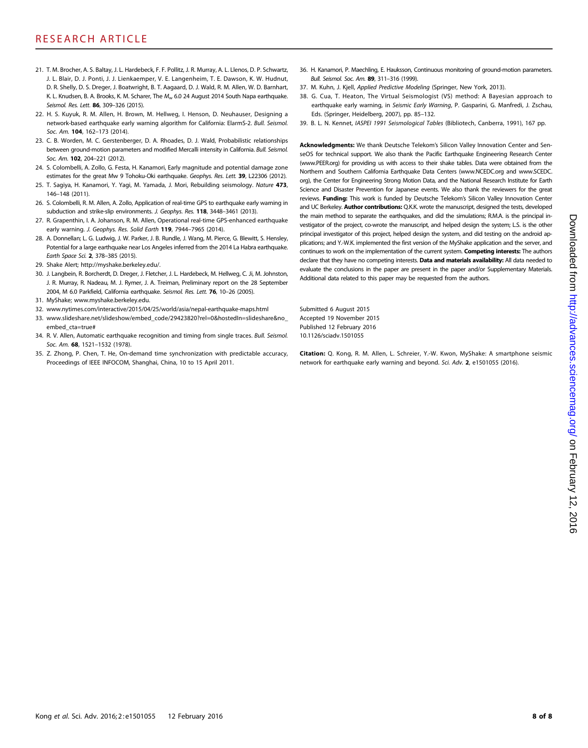21. T. M. Brocher, A. S. Baltay, J. L. Hardebeck, F. F. Pollitz, J. R. Murray, A. L. Llenos, D. P. Schwartz, J. L. Blair, D. J. Ponti, J. J. Lienkaemper, V. E. Langenheim, T. E. Dawson, K. W. Hudnut, D. R. Shelly, D. S. Dreger, J. Boatwright, B. T. Aagaard, D. J. Wald, R. M. Allen, W. D. Barnhart, K. L. Knudsen, B. A. Brooks, K. M. Scharer, The $M_w$ 6.0 24 August 2014 South Napa earthquake. *Seismol. Res. Lett.* **86**, 309–326 (2015).
22. H. S. Kuyuk, R. M. Allen, H. Brown, M. Hellweg, I. Henson, D. Neuhauser, Designing a network-based earthquake early warning algorithm for California: ElarmS-2. *Bull. Seismol. Soc. Am.* **104**, 162–173 (2014).
23. C. B. Worden, M. C. Gerstenberger, D. A. Rhoades, D. J. Wald, Probabilistic relationships between ground-motion parameters and modified Mercalli intensity in California. *Bull. Seismol. Soc. Am.* **102**, 204–221 (2012).
24. S. Colombelli, A. Zollo, G. Festa, H. Kanamori, Early magnitude and potential damage zone estimates for the great Mw 9 Tohoku-Oki earthquake. *Geophys. Res. Lett.* **39**, L22306 (2012).
25. T. Sagiya, H. Kanamori, Y. Yagi, M. Yamada, J. Mori, Rebuilding seismology. *Nature* **473**, 146–148 (2011).
26. S. Colombelli, R. M. Allen, A. Zollo, Application of real-time GPS to earthquake early warning in subduction and strike-slip environments. *J. Geophys. Res.* **118**, 3448–3461 (2013).
27. R. Grapenthin, I. A. Johanson, R. M. Allen, Operational real-time GPS-enhanced earthquake early warning. *J. Geophys. Res. Solid Earth* **119**, 7944–7965 (2014).
28. A. Donnellan; L. G. Ludwig, J. W. Parker, J. B. Rundle, J. Wang, M. Pierce, G. Blewitt, S. Hensley, Potential for a large earthquake near Los Angeles inferred from the 2014 La Habra earthquake. *Earth Space Sci.* **2**, 378–385 (2015).
29. Shake Alert; http://myshake.berkeley.edu/.
30. J. Langbein, R. Borcherdt, D. Dreger, J. Fletcher, J. L. Hardebeck, M. Hellweg, C. Ji, M. Johnston, J. R. Murray, R. Nadeau, M. J. Rymer, J. A. Treiman, Preliminary report on the 28 September 2004, M 6.0 Parkfield, California earthquake. *Seismol. Res. Lett.* **76**, 10–26 (2005).
31. MyShake; www.myshake.berkeley.edu.
32. www.nytimes.com/interactive/2015/04/25/world/asia/nepal-earthquake-maps.html
33. www.slideshare.net/slideshow/embed_code/29423820?rel=0&hostedIn=slideshare&no_embed_cta=true#
34. R. V. Allen, Automatic earthquake recognition and timing from single traces. *Bull. Seismol. Soc. Am.* **68**, 1521–1532 (1978).
35. Z. Zhong, P. Chen, T. He, On-demand time synchronization with predictable accuracy, Proceedings of IEEE INFOCOM, Shanghai, China, 10 to 15 April 2011.
36. H. Kanamori, P. Maechling, E. Hauksson, Continuous monitoring of ground-motion parameters. *Bull. Seismol. Soc. Am.* **89**, 311–316 (1999).
37. M. Kuhn, J. Kjell, *Applied Predictive Modeling* (Springer, New York, 2013).
38. G. Cua, T. Heaton, The Virtual Seismologist (VS) method: A Bayesian approach to earthquake early warning, in *Seismic Early Warning*, P. Gasparini, G. Manfredi, J. Zschau, Eds. (Springer, Heidelberg, 2007), pp. 85–132.
39. B. L. N. Kennet, *IASPEI 1991 Seismological Tables* (Bibliotech, Canberra, 1991), 167 pp.

**Acknowledgments:** We thank Deutsche Telekom's Silicon Valley Innovation Center and SenseOS for technical support. We also thank the Pacific Earthquake Engineering Research Center (www.PEER.org) for providing us with access to their shake tables. Data were obtained from the Northern and Southern California Earthquake Data Centers (www.NCEDC.org and www.SCEDC.org), the Center for Engineering Strong Motion Data, and the National Research Institute for Earth Science and Disaster Prevention for Japanese events. We also thank the reviewers for the great reviews. **Funding:** This work is funded by Deutsche Telekom's Silicon Valley Innovation Center and UC Berkeley. **Author contributions:** Q.K.K. wrote the manuscript, designed the tests, developed the main method to separate the earthquakes, and did the simulations; R.M.A. is the principal investigator of the project, co-wrote the manuscript, and helped design the system; L.S. is the other principal investigator of this project, helped design the system, and did testing on the android applications; and Y.-W.K. implemented the first version of the MyShake application and the server, and continues to work on the implementation of the current system. **Competing interests:** The authors declare that they have no competing interests. **Data and materials availability:** All data needed to evaluate the conclusions in the paper are present in the paper and/or Supplementary Materials. Additional data related to this paper may be requested from the authors.

Submitted 6 August 2015
Accepted 19 November 2015
Published 12 February 2016
10.1126/sciadv.1501055

**Citation:** Q. Kong, R. M. Allen, L. Schreier, Y.-W. Kwon, MyShake: A smartphone seismic network for earthquake early warning and beyond. *Sci. Adv.* **2**, e1501055 (2016).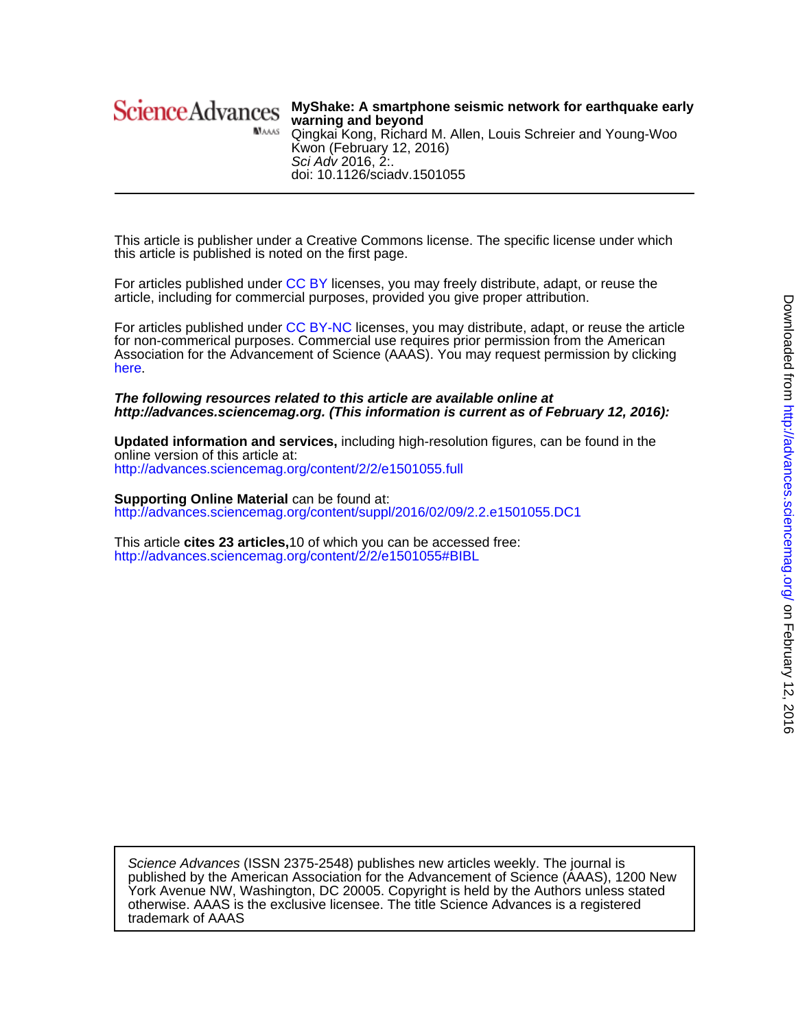**Science Advances**

**MyShake: A smartphone seismic network for earthquake early warning and beyond**

Qingkai Kong, Richard M. Allen, Louis Schreier and Young-Woo Kwon (February 12, 2016)

*Sci Adv* 2016, 2:.

doi: 10.1126/sciadv.1501055

---

This article is publisher under a Creative Commons license. The specific license under which this article is published is noted on the first page.

For articles published under CC BY licenses, you may freely distribute, adapt, or reuse the article, including for commercial purposes, provided you give proper attribution.

For articles published under CC BY-NC licenses, you may distribute, adapt, or reuse the article for non-commerical purposes. Commercial use requires prior permission from the American Association for the Advancement of Science (AAAS). You may request permission by clicking here.

***The following resources related to this article are available online at http://advances.sciencemag.org. (This information is current as of February 12, 2016):***

**Updated information and services,** including high-resolution figures, can be found in the online version of this article at:
http://advances.sciencemag.org/content/2/2/e1501055.full

**Supporting Online Material** can be found at:
http://advances.sciencemag.org/content/suppl/2016/02/09/2.2.e1501055.DC1

This article **cites 23 articles,**10 of which you can be accessed free:
http://advances.sciencemag.org/content/2/2/e1501055#BIBL

*Science Advances* (ISSN 2375-2548) publishes new articles weekly. The journal is published by the American Association for the Advancement of Science (AAAS), 1200 New York Avenue NW, Washington, DC 20005. Copyright is held by the Authors unless stated otherwise. AAAS is the exclusive licensee. The title Science Advances is a registered trademark of AAAS

Downloaded from http://advances.sciencemag.org/ on February 12, 2016